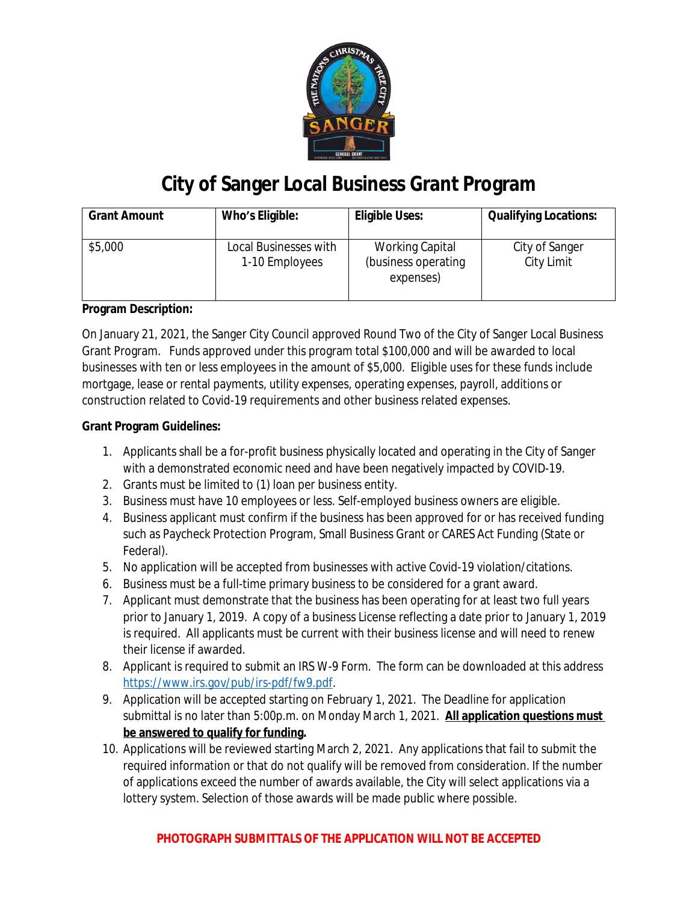# City of Sanger Local Business Grant Program

| Grant Amount | Who's Eligible: | Eligible Uses: | Qualifying Locations: |
|---|---|---|---|
| $5,000 | Local Businesses with 1-10 Employees | Working Capital (business operating expenses) | City of Sanger City Limit |

**Program Description:**

On January 21, 2021, the Sanger City Council approved Round Two of the City of Sanger Local Business Grant Program. Funds approved under this program total $100,000 and will be awarded to local businesses with ten or less employees in the amount of $5,000. Eligible uses for these funds include mortgage, lease or rental payments, utility expenses, operating expenses, payroll, additions or construction related to Covid-19 requirements and other business related expenses.

**Grant Program Guidelines:**

1. Applicants shall be a for-profit business physically located and operating in the City of Sanger with a demonstrated economic need and have been negatively impacted by COVID-19.
2. Grants must be limited to (1) loan per business entity.
3. Business must have 10 employees or less. Self-employed business owners are eligible.
4. Business applicant must confirm if the business has been approved for or has received funding such as Paycheck Protection Program, Small Business Grant or CARES Act Funding (State or Federal).
5. No application will be accepted from businesses with active Covid-19 violation/citations.
6. Business must be a full-time primary business to be considered for a grant award.
7. Applicant must demonstrate that the business has been operating for at least two full years prior to January 1, 2019. A copy of a business License reflecting a date prior to January 1, 2019 is required. All applicants must be current with their business license and will need to renew their license if awarded.
8. Applicant is required to submit an IRS W-9 Form. The form can be downloaded at this address https://www.irs.gov/pub/irs-pdf/fw9.pdf.
9. Application will be accepted starting on February 1, 2021. The Deadline for application submittal is no later than 5:00p.m. on Monday March 1, 2021. **All application questions must be answered to qualify for funding.**
10. Applications will be reviewed starting March 2, 2021. Any applications that fail to submit the required information or that do not qualify will be removed from consideration. If the number of applications exceed the number of awards available, the City will select applications via a lottery system. Selection of those awards will be made public where possible.

**PHOTOGRAPH SUBMITTALS OF THE APPLICATION WILL NOT BE ACCEPTED**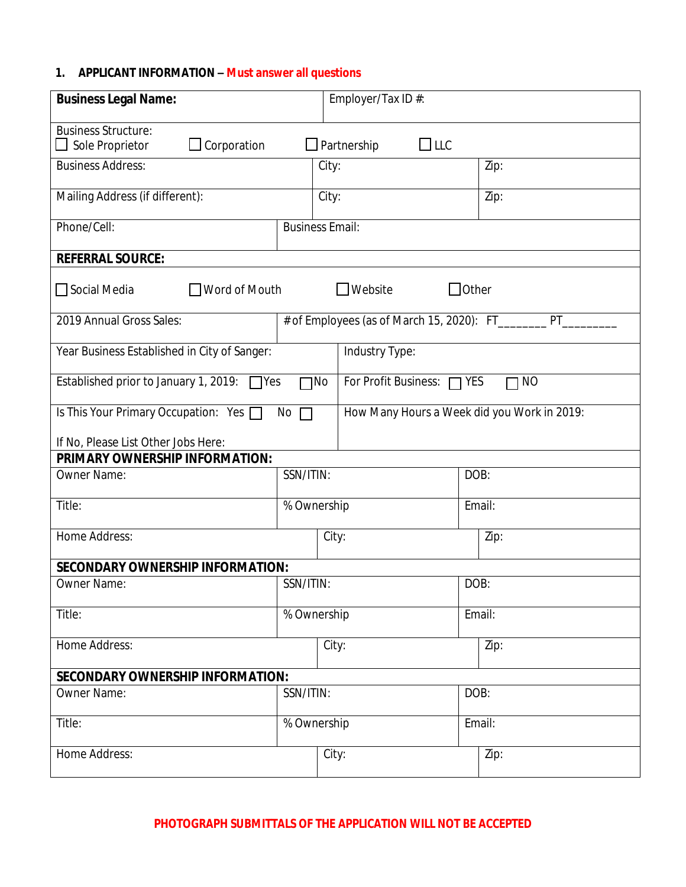## 1. APPLICANT INFORMATION – Must answer all questions

| **Business Legal Name:** | | Employer/Tax ID #: |
|---|---|---|
| Business Structure: ☐ Sole Proprietor ☐ Corporation ☐ Partnership ☐ LLC | | |
| Business Address: | City: | Zip: |
| Mailing Address (if different): | City: | Zip: |
| Phone/Cell: | Business Email: | |
| **REFERRAL SOURCE:** | | |
| ☐ Social Media ☐ Word of Mouth ☐ Website ☐ Other | | |
| 2019 Annual Gross Sales: | # of Employees (as of March 15, 2020): FT________ PT_________ | |
| Year Business Established in City of Sanger: | Industry Type: | |
| Established prior to January 1, 2019: ☐ Yes ☐ No | For Profit Business: ☐ YES ☐ NO | |
| Is This Your Primary Occupation: Yes ☐ No ☐<br><br>If No, Please List Other Jobs Here: | How Many Hours a Week did you Work in 2019: | |
| **PRIMARY OWNERSHIP INFORMATION:** | | |
| Owner Name: | SSN/ITIN: | DOB: |
| Title: | % Ownership | Email: |
| Home Address: | City: | Zip: |
| **SECONDARY OWNERSHIP INFORMATION:** | | |
| Owner Name: | SSN/ITIN: | DOB: |
| Title: | % Ownership | Email: |
| Home Address: | City: | Zip: |
| **SECONDARY OWNERSHIP INFORMATION:** | | |
| Owner Name: | SSN/ITIN: | DOB: |
| Title: | % Ownership | Email: |
| Home Address: | City: | Zip: |

**PHOTOGRAPH SUBMITTALS OF THE APPLICATION WILL NOT BE ACCEPTED**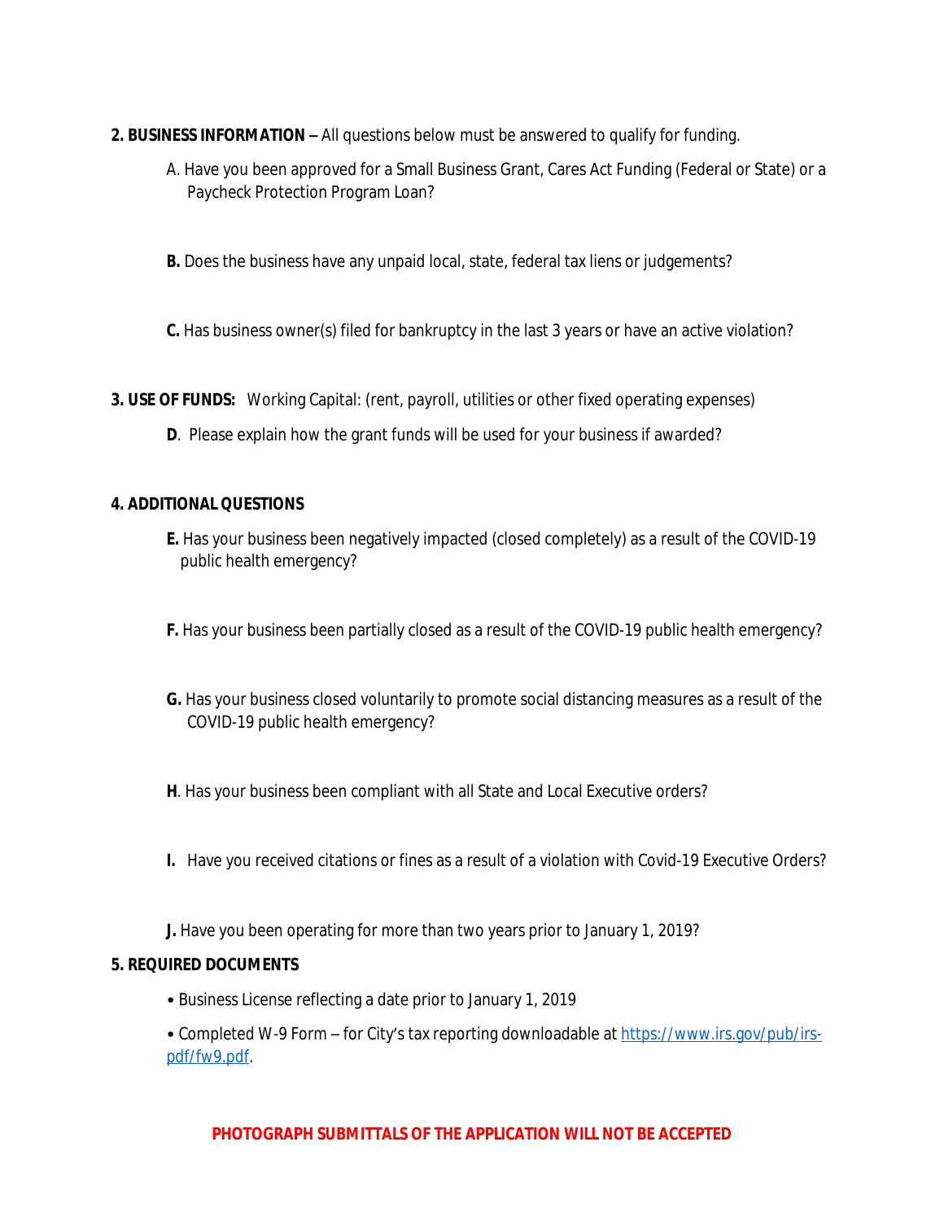**2. BUSINESS INFORMATION –** All questions below must be answered to qualify for funding.

A. Have you been approved for a Small Business Grant, Cares Act Funding (Federal or State) or a Paycheck Protection Program Loan?

**B.** Does the business have any unpaid local, state, federal tax liens or judgements?

**C.** Has business owner(s) filed for bankruptcy in the last 3 years or have an active violation?

**3. USE OF FUNDS:** Working Capital: (rent, payroll, utilities or other fixed operating expenses)

**D**. Please explain how the grant funds will be used for your business if awarded?

**4. ADDITIONAL QUESTIONS**

**E.** Has your business been negatively impacted (closed completely) as a result of the COVID-19 public health emergency?

**F.** Has your business been partially closed as a result of the COVID-19 public health emergency?

**G.** Has your business closed voluntarily to promote social distancing measures as a result of the COVID-19 public health emergency?

**H**. Has your business been compliant with all State and Local Executive orders?

**I.** Have you received citations or fines as a result of a violation with Covid-19 Executive Orders?

**J.** Have you been operating for more than two years prior to January 1, 2019?

**5. REQUIRED DOCUMENTS**

- Business License reflecting a date prior to January 1, 2019
- Completed W-9 Form – for City's tax reporting downloadable at [https://www.irs.gov/pub/irs-pdf/fw9.pdf](https://www.irs.gov/pub/irs-pdf/fw9.pdf).

**PHOTOGRAPH SUBMITTALS OF THE APPLICATION WILL NOT BE ACCEPTED**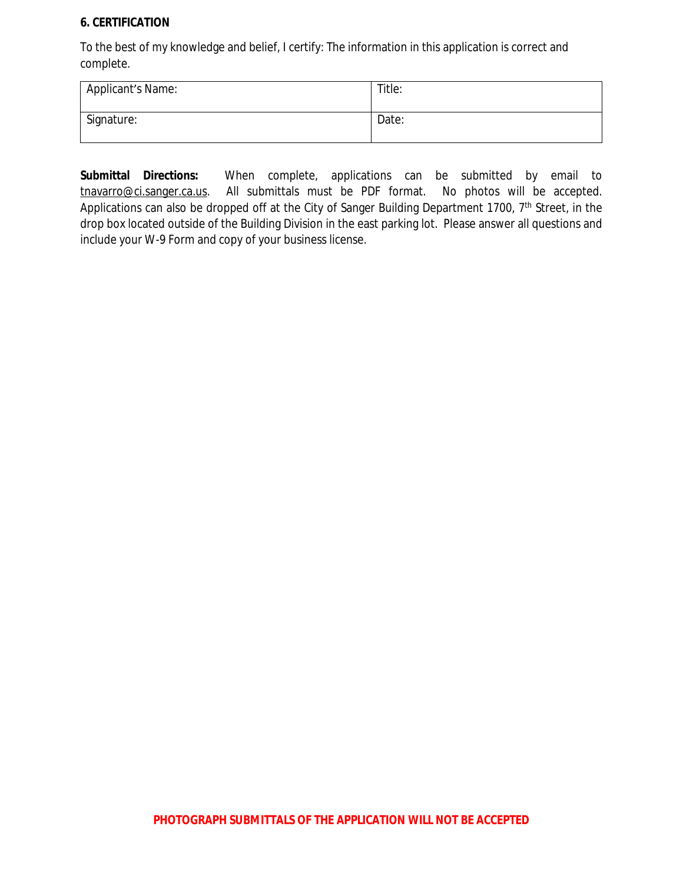**6. CERTIFICATION**

To the best of my knowledge and belief, I certify: The information in this application is correct and complete.

| | |
|---|---|
| Applicant's Name: | Title: |
| Signature: | Date: |

**Submittal Directions:** When complete, applications can be submitted by email to tnavarro@ci.sanger.ca.us. All submittals must be PDF format. No photos will be accepted. Applications can also be dropped off at the City of Sanger Building Department 1700, 7th Street, in the drop box located outside of the Building Division in the east parking lot. Please answer all questions and include your W-9 Form and copy of your business license.

**PHOTOGRAPH SUBMITTALS OF THE APPLICATION WILL NOT BE ACCEPTED**